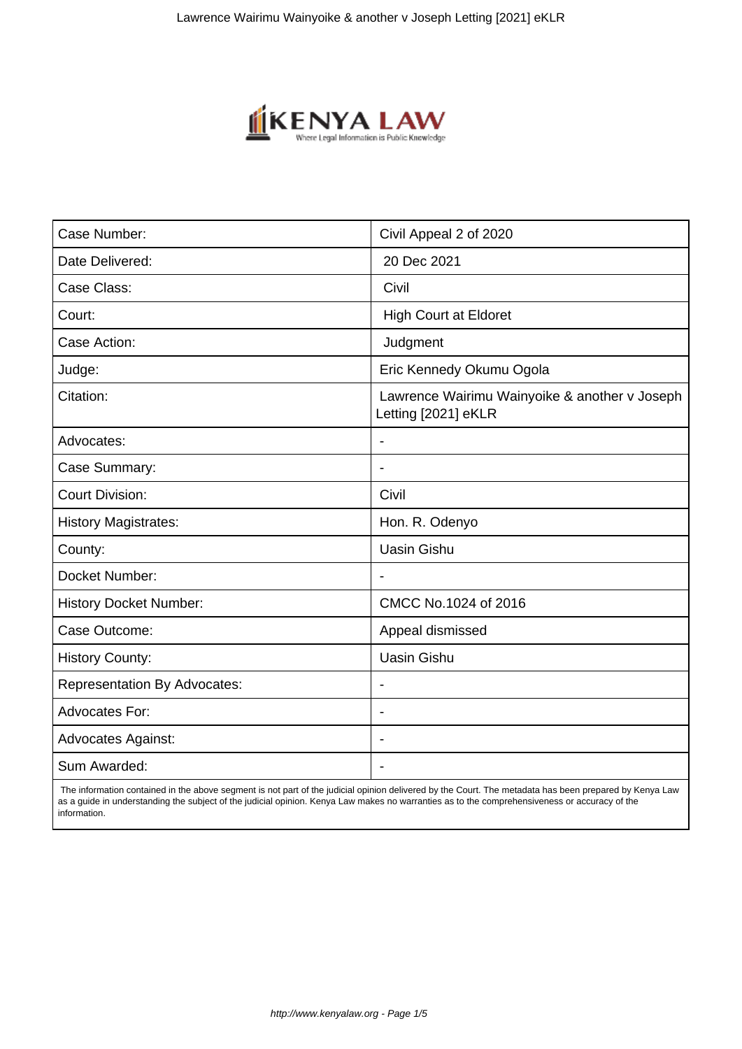| Case Number: | Civil Appeal 2 of 2020 |
|---|---|
| Date Delivered: | 20 Dec 2021 |
| Case Class: | Civil |
| Court: | High Court at Eldoret |
| Case Action: | Judgment |
| Judge: | Eric Kennedy Okumu Ogola |
| Citation: | Lawrence Wairimu Wainyoike & another v Joseph Letting [2021] eKLR |
| Advocates: | - |
| Case Summary: | - |
| Court Division: | Civil |
| History Magistrates: | Hon. R. Odenyo |
| County: | Uasin Gishu |
| Docket Number: | - |
| History Docket Number: | CMCC No.1024 of 2016 |
| Case Outcome: | Appeal dismissed |
| History County: | Uasin Gishu |
| Representation By Advocates: | - |
| Advocates For: | - |
| Advocates Against: | - |
| Sum Awarded: | - |

The information contained in the above segment is not part of the judicial opinion delivered by the Court. The metadata has been prepared by Kenya Law as a guide in understanding the subject of the judicial opinion. Kenya Law makes no warranties as to the comprehensiveness or accuracy of the information.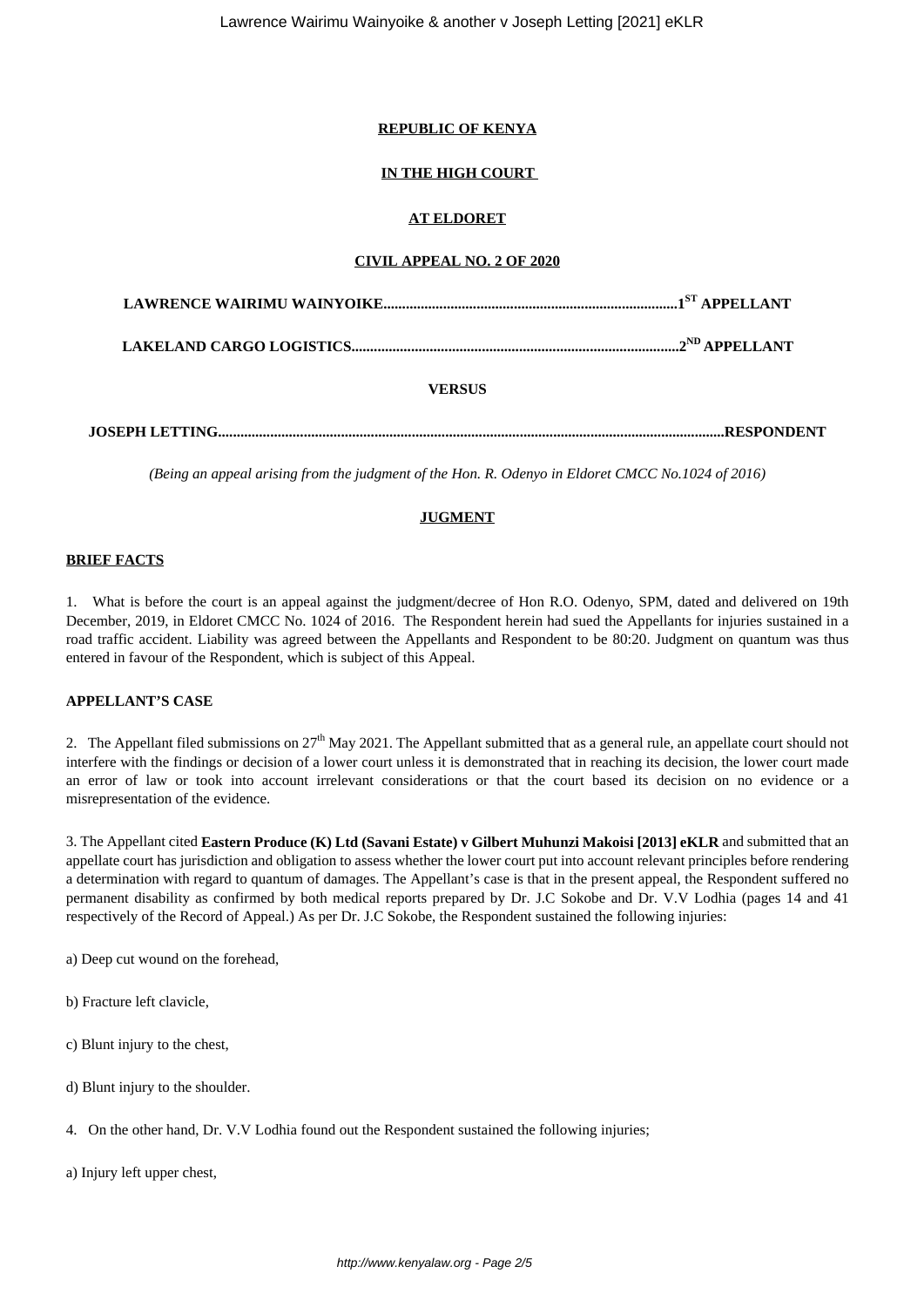**REPUBLIC OF KENYA**

**IN THE HIGH COURT**

**AT ELDORET**

**CIVIL APPEAL NO. 2 OF 2020**

**LAWRENCE WAIRIMU WAINYOIKE...............................................................................1ST APPELLANT**

**LAKELAND CARGO LOGISTICS......................................................................................2ND APPELLANT**

**VERSUS**

**JOSEPH LETTING......................................................................................................................................RESPONDENT**

*(Being an appeal arising from the judgment of the Hon. R. Odenyo in Eldoret CMCC No.1024 of 2016)*

**JUGMENT**

**BRIEF FACTS**

1. What is before the court is an appeal against the judgment/decree of Hon R.O. Odenyo, SPM, dated and delivered on 19th December, 2019, in Eldoret CMCC No. 1024 of 2016. The Respondent herein had sued the Appellants for injuries sustained in a road traffic accident. Liability was agreed between the Appellants and Respondent to be 80:20. Judgment on quantum was thus entered in favour of the Respondent, which is subject of this Appeal.

**APPELLANT'S CASE**

2. The Appellant filed submissions on 27th May 2021. The Appellant submitted that as a general rule, an appellate court should not interfere with the findings or decision of a lower court unless it is demonstrated that in reaching its decision, the lower court made an error of law or took into account irrelevant considerations or that the court based its decision on no evidence or a misrepresentation of the evidence.

3. The Appellant cited **Eastern Produce (K) Ltd (Savani Estate) v Gilbert Muhunzi Makoisi [2013] eKLR** and submitted that an appellate court has jurisdiction and obligation to assess whether the lower court put into account relevant principles before rendering a determination with regard to quantum of damages. The Appellant's case is that in the present appeal, the Respondent suffered no permanent disability as confirmed by both medical reports prepared by Dr. J.C Sokobe and Dr. V.V Lodhia (pages 14 and 41 respectively of the Record of Appeal.) As per Dr. J.C Sokobe, the Respondent sustained the following injuries:

a) Deep cut wound on the forehead,

b) Fracture left clavicle,

c) Blunt injury to the chest,

d) Blunt injury to the shoulder.

4. On the other hand, Dr. V.V Lodhia found out the Respondent sustained the following injuries;

a) Injury left upper chest,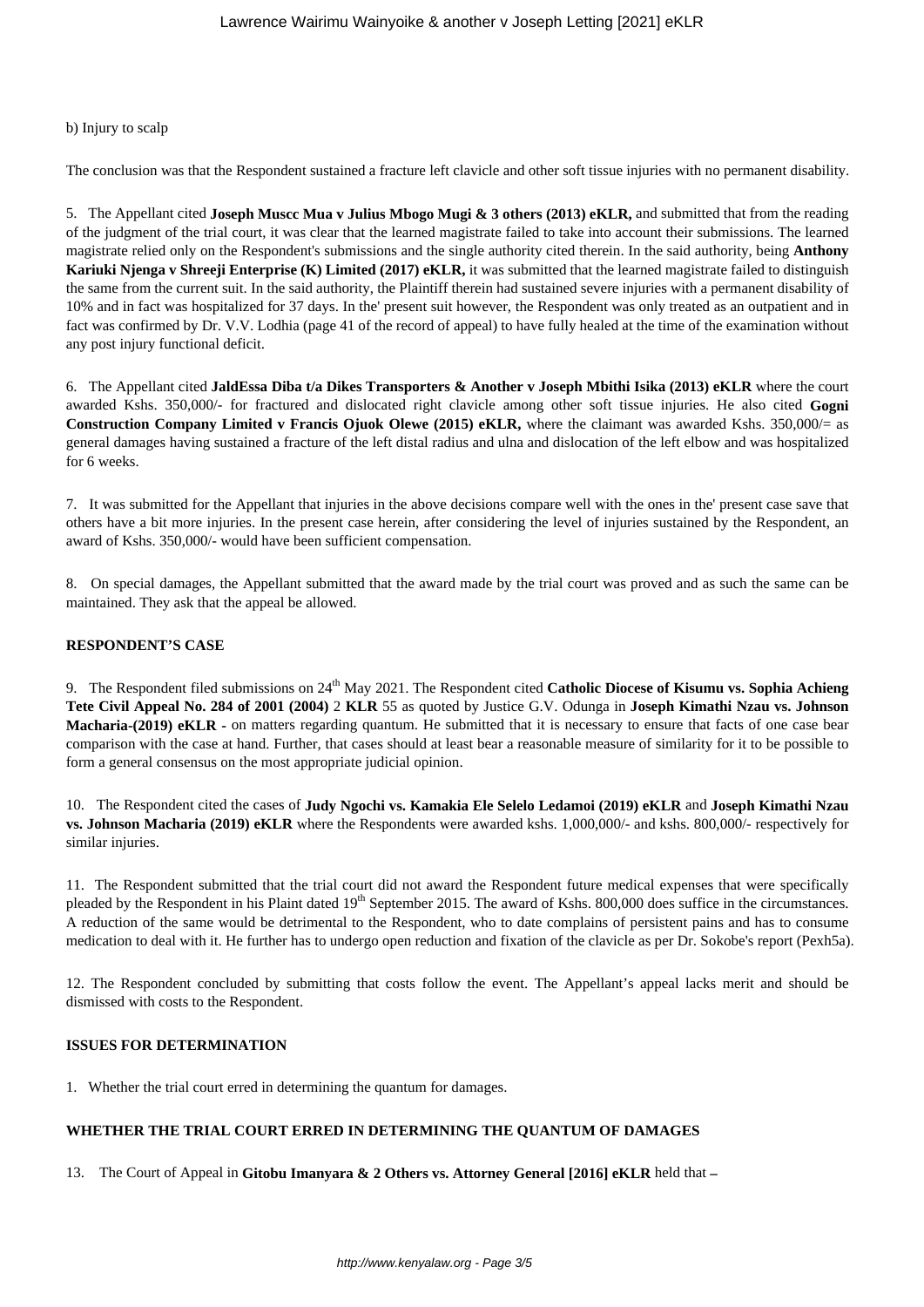b) Injury to scalp

The conclusion was that the Respondent sustained a fracture left clavicle and other soft tissue injuries with no permanent disability.

5. The Appellant cited **Joseph Muscc Mua v Julius Mbogo Mugi & 3 others (2013) eKLR,** and submitted that from the reading of the judgment of the trial court, it was clear that the learned magistrate failed to take into account their submissions. The learned magistrate relied only on the Respondent's submissions and the single authority cited therein. In the said authority, being **Anthony Kariuki Njenga v Shreeji Enterprise (K) Limited (2017) eKLR,** it was submitted that the learned magistrate failed to distinguish the same from the current suit. In the said authority, the Plaintiff therein had sustained severe injuries with a permanent disability of 10% and in fact was hospitalized for 37 days. In the' present suit however, the Respondent was only treated as an outpatient and in fact was confirmed by Dr. V.V. Lodhia (page 41 of the record of appeal) to have fully healed at the time of the examination without any post injury functional deficit.

6. The Appellant cited **JaldEssa Diba t/a Dikes Transporters & Another v Joseph Mbithi Isika (2013) eKLR** where the court awarded Kshs. 350,000/- for fractured and dislocated right clavicle among other soft tissue injuries. He also cited **Gogni Construction Company Limited v Francis Ojuok Olewe (2015) eKLR,** where the claimant was awarded Kshs. 350,000/= as general damages having sustained a fracture of the left distal radius and ulna and dislocation of the left elbow and was hospitalized for 6 weeks.

7. It was submitted for the Appellant that injuries in the above decisions compare well with the ones in the' present case save that others have a bit more injuries. In the present case herein, after considering the level of injuries sustained by the Respondent, an award of Kshs. 350,000/- would have been sufficient compensation.

8. On special damages, the Appellant submitted that the award made by the trial court was proved and as such the same can be maintained. They ask that the appeal be allowed.

**RESPONDENT'S CASE**

9. The Respondent filed submissions on 24th May 2021. The Respondent cited **Catholic Diocese of Kisumu vs. Sophia Achieng Tete Civil Appeal No. 284 of 2001 (2004)** 2 **KLR** 55 as quoted by Justice G.V. Odunga in **Joseph Kimathi Nzau vs. Johnson Macharia-(2019) eKLR -** on matters regarding quantum. He submitted that it is necessary to ensure that facts of one case bear comparison with the case at hand. Further, that cases should at least bear a reasonable measure of similarity for it to be possible to form a general consensus on the most appropriate judicial opinion.

10. The Respondent cited the cases of **Judy Ngochi vs. Kamakia Ele Selelo Ledamoi (2019) eKLR** and **Joseph Kimathi Nzau vs. Johnson Macharia (2019) eKLR** where the Respondents were awarded kshs. 1,000,000/- and kshs. 800,000/- respectively for similar injuries.

11. The Respondent submitted that the trial court did not award the Respondent future medical expenses that were specifically pleaded by the Respondent in his Plaint dated 19th September 2015. The award of Kshs. 800,000 does suffice in the circumstances. A reduction of the same would be detrimental to the Respondent, who to date complains of persistent pains and has to consume medication to deal with it. He further has to undergo open reduction and fixation of the clavicle as per Dr. Sokobe's report (Pexh5a).

12. The Respondent concluded by submitting that costs follow the event. The Appellant's appeal lacks merit and should be dismissed with costs to the Respondent.

**ISSUES FOR DETERMINATION**

1. Whether the trial court erred in determining the quantum for damages.

**WHETHER THE TRIAL COURT ERRED IN DETERMINING THE QUANTUM OF DAMAGES**

13. The Court of Appeal in **Gitobu Imanyara & 2 Others vs. Attorney General [2016] eKLR** held that **–**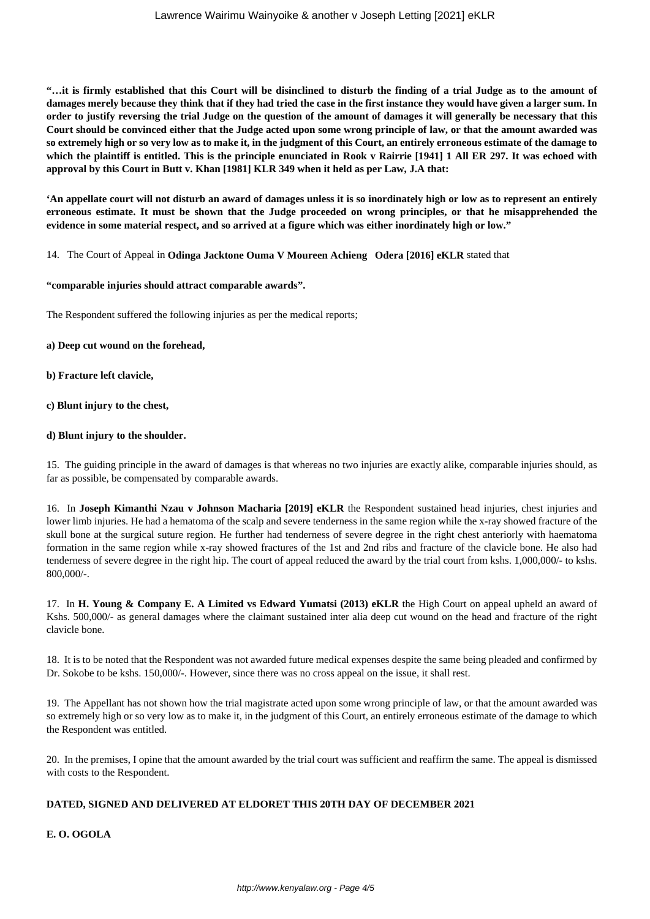**"…it is firmly established that this Court will be disinclined to disturb the finding of a trial Judge as to the amount of damages merely because they think that if they had tried the case in the first instance they would have given a larger sum. In order to justify reversing the trial Judge on the question of the amount of damages it will generally be necessary that this Court should be convinced either that the Judge acted upon some wrong principle of law, or that the amount awarded was so extremely high or so very low as to make it, in the judgment of this Court, an entirely erroneous estimate of the damage to which the plaintiff is entitled. This is the principle enunciated in Rook v Rairrie [1941] 1 All ER 297. It was echoed with approval by this Court in Butt v. Khan [1981] KLR 349 when it held as per Law, J.A that:**

**'An appellate court will not disturb an award of damages unless it is so inordinately high or low as to represent an entirely erroneous estimate. It must be shown that the Judge proceeded on wrong principles, or that he misapprehended the evidence in some material respect, and so arrived at a figure which was either inordinately high or low."**

14. The Court of Appeal in **Odinga Jacktone Ouma V Moureen Achieng Odera [2016] eKLR** stated that

**"comparable injuries should attract comparable awards".**

The Respondent suffered the following injuries as per the medical reports;

**a) Deep cut wound on the forehead,**

**b) Fracture left clavicle,**

**c) Blunt injury to the chest,**

**d) Blunt injury to the shoulder.**

15. The guiding principle in the award of damages is that whereas no two injuries are exactly alike, comparable injuries should, as far as possible, be compensated by comparable awards.

16. In **Joseph Kimanthi Nzau v Johnson Macharia [2019] eKLR** the Respondent sustained head injuries, chest injuries and lower limb injuries. He had a hematoma of the scalp and severe tenderness in the same region while the x-ray showed fracture of the skull bone at the surgical suture region. He further had tenderness of severe degree in the right chest anteriorly with haematoma formation in the same region while x-ray showed fractures of the 1st and 2nd ribs and fracture of the clavicle bone. He also had tenderness of severe degree in the right hip. The court of appeal reduced the award by the trial court from kshs. 1,000,000/- to kshs. 800,000/-.

17. In **H. Young & Company E. A Limited vs Edward Yumatsi (2013) eKLR** the High Court on appeal upheld an award of Kshs. 500,000/- as general damages where the claimant sustained inter alia deep cut wound on the head and fracture of the right clavicle bone.

18. It is to be noted that the Respondent was not awarded future medical expenses despite the same being pleaded and confirmed by Dr. Sokobe to be kshs. 150,000/-. However, since there was no cross appeal on the issue, it shall rest.

19. The Appellant has not shown how the trial magistrate acted upon some wrong principle of law, or that the amount awarded was so extremely high or so very low as to make it, in the judgment of this Court, an entirely erroneous estimate of the damage to which the Respondent was entitled.

20. In the premises, I opine that the amount awarded by the trial court was sufficient and reaffirm the same. The appeal is dismissed with costs to the Respondent.

**DATED, SIGNED AND DELIVERED AT ELDORET THIS 20TH DAY OF DECEMBER 2021**

**E. O. OGOLA**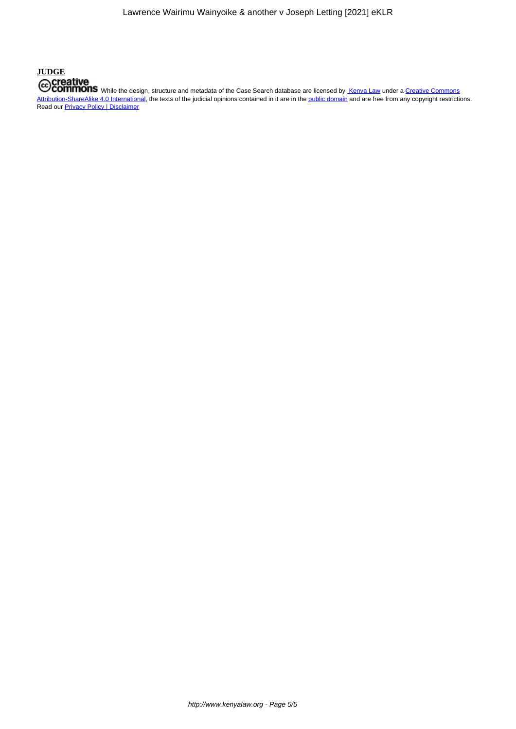**JUDGE**

While the design, structure and metadata of the Case Search database are licensed by Kenya Law under a Creative Commons Attribution-ShareAlike 4.0 International, the texts of the judicial opinions contained in it are in the public domain and are free from any copyright restrictions. Read our Privacy Policy | Disclaimer